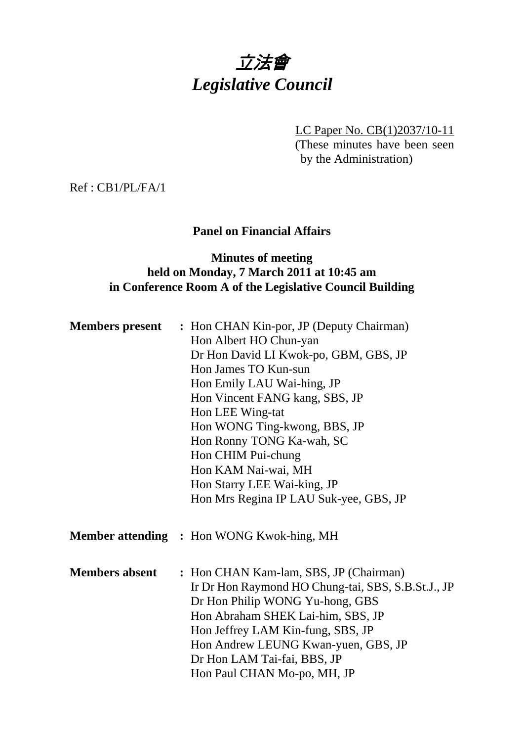# *立法會*
# *Legislative Council*

LC Paper No. CB(1)2037/10-11
(These minutes have been seen by the Administration)

Ref : CB1/PL/FA/1

**Panel on Financial Affairs**

**Minutes of meeting**
**held on Monday, 7 March 2011 at 10:45 am**
**in Conference Room A of the Legislative Council Building**

**Members present** : Hon CHAN Kin-por, JP (Deputy Chairman)
Hon Albert HO Chun-yan
Dr Hon David LI Kwok-po, GBM, GBS, JP
Hon James TO Kun-sun
Hon Emily LAU Wai-hing, JP
Hon Vincent FANG kang, SBS, JP
Hon LEE Wing-tat
Hon WONG Ting-kwong, BBS, JP
Hon Ronny TONG Ka-wah, SC
Hon CHIM Pui-chung
Hon KAM Nai-wai, MH
Hon Starry LEE Wai-king, JP
Hon Mrs Regina IP LAU Suk-yee, GBS, JP

**Member attending** : Hon WONG Kwok-hing, MH

**Members absent** : Hon CHAN Kam-lam, SBS, JP (Chairman)
Ir Dr Hon Raymond HO Chung-tai, SBS, S.B.St.J., JP
Dr Hon Philip WONG Yu-hong, GBS
Hon Abraham SHEK Lai-him, SBS, JP
Hon Jeffrey LAM Kin-fung, SBS, JP
Hon Andrew LEUNG Kwan-yuen, GBS, JP
Dr Hon LAM Tai-fai, BBS, JP
Hon Paul CHAN Mo-po, MH, JP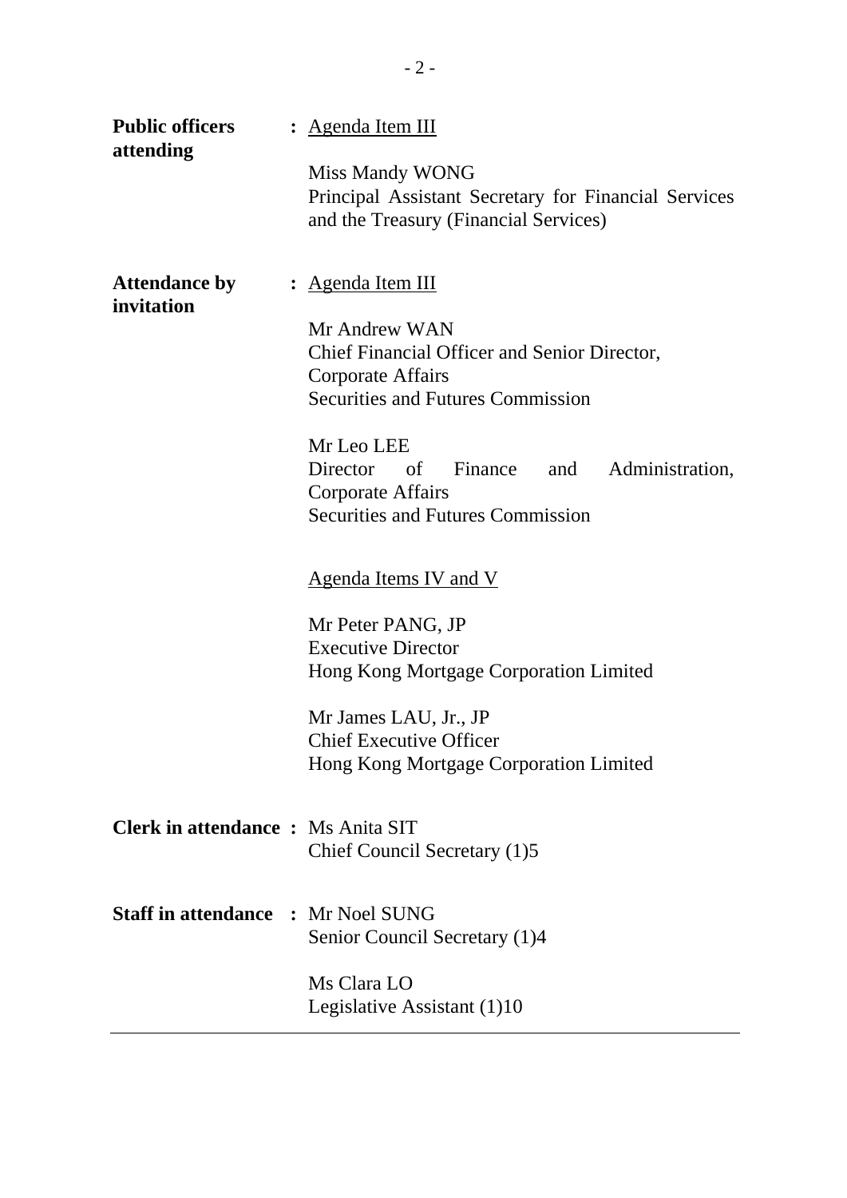**Public officers attending** : Agenda Item III

Miss Mandy WONG
Principal Assistant Secretary for Financial Services and the Treasury (Financial Services)

**Attendance by invitation** : Agenda Item III

Mr Andrew WAN
Chief Financial Officer and Senior Director, Corporate Affairs
Securities and Futures Commission

Mr Leo LEE
Director of Finance and Administration, Corporate Affairs
Securities and Futures Commission

Agenda Items IV and V

Mr Peter PANG, JP
Executive Director
Hong Kong Mortgage Corporation Limited

Mr James LAU, Jr., JP
Chief Executive Officer
Hong Kong Mortgage Corporation Limited

**Clerk in attendance** : Ms Anita SIT
Chief Council Secretary (1)5

**Staff in attendance** : Mr Noel SUNG
Senior Council Secretary (1)4

Ms Clara LO
Legislative Assistant (1)10

---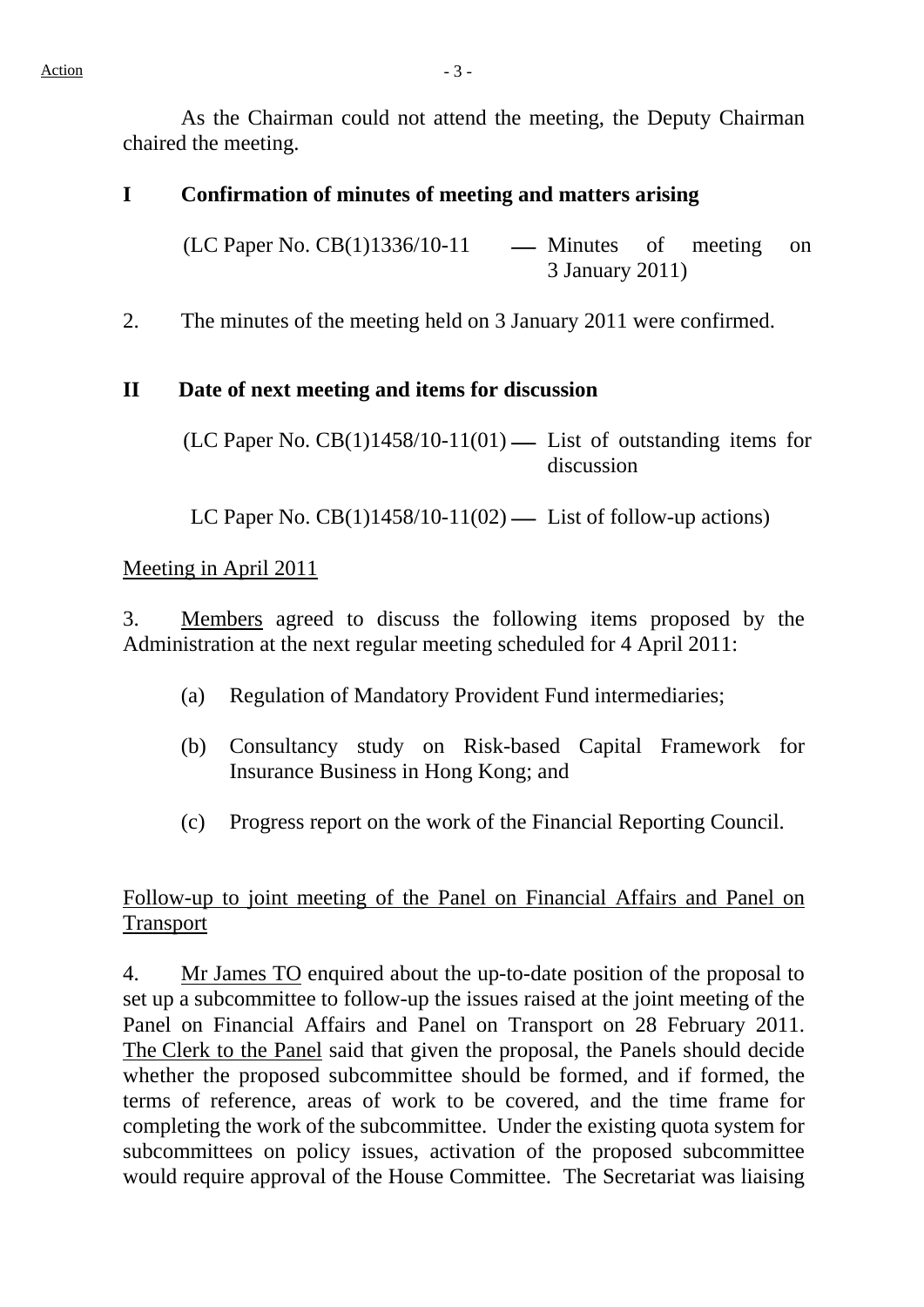Action

As the Chairman could not attend the meeting, the Deputy Chairman chaired the meeting.

## I Confirmation of minutes of meeting and matters arising

(LC Paper No. CB(1)1336/10-11 — Minutes of meeting on 3 January 2011)

2. The minutes of the meeting held on 3 January 2011 were confirmed.

## II Date of next meeting and items for discussion

(LC Paper No. CB(1)1458/10-11(01) — List of outstanding items for discussion

LC Paper No. CB(1)1458/10-11(02) — List of follow-up actions)

Meeting in April 2011

3. Members agreed to discuss the following items proposed by the Administration at the next regular meeting scheduled for 4 April 2011:

(a) Regulation of Mandatory Provident Fund intermediaries;

(b) Consultancy study on Risk-based Capital Framework for Insurance Business in Hong Kong; and

(c) Progress report on the work of the Financial Reporting Council.

Follow-up to joint meeting of the Panel on Financial Affairs and Panel on Transport

4. Mr James TO enquired about the up-to-date position of the proposal to set up a subcommittee to follow-up the issues raised at the joint meeting of the Panel on Financial Affairs and Panel on Transport on 28 February 2011. The Clerk to the Panel said that given the proposal, the Panels should decide whether the proposed subcommittee should be formed, and if formed, the terms of reference, areas of work to be covered, and the time frame for completing the work of the subcommittee. Under the existing quota system for subcommittees on policy issues, activation of the proposed subcommittee would require approval of the House Committee. The Secretariat was liaising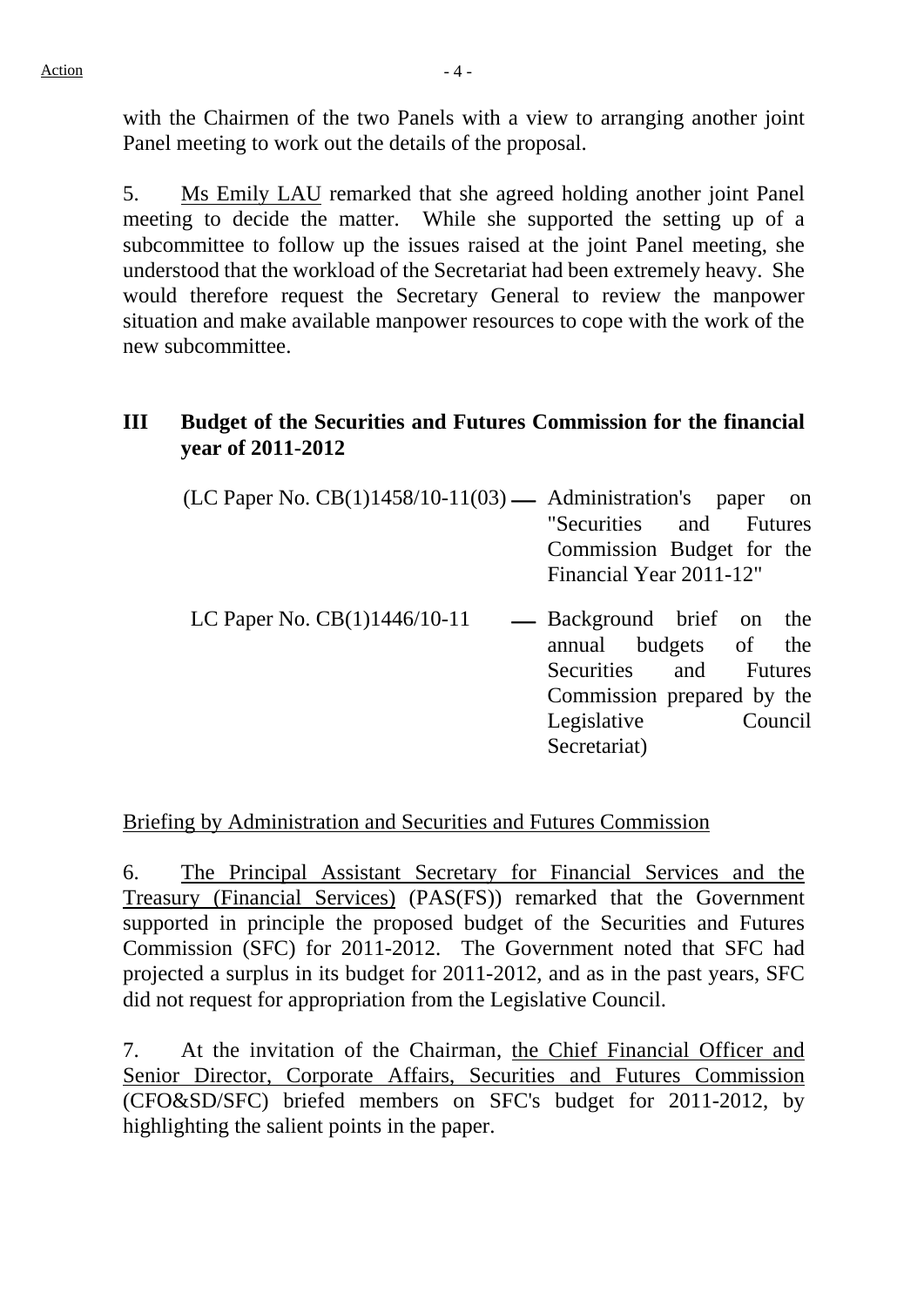with the Chairmen of the two Panels with a view to arranging another joint Panel meeting to work out the details of the proposal.

5. Ms Emily LAU remarked that she agreed holding another joint Panel meeting to decide the matter. While she supported the setting up of a subcommittee to follow up the issues raised at the joint Panel meeting, she understood that the workload of the Secretariat had been extremely heavy. She would therefore request the Secretary General to review the manpower situation and make available manpower resources to cope with the work of the new subcommittee.

## III Budget of the Securities and Futures Commission for the financial year of 2011-2012

(LC Paper No. CB(1)1458/10-11(03) — Administration's paper on "Securities and Futures Commission Budget for the Financial Year 2011-12"

LC Paper No. CB(1)1446/10-11 — Background brief on the annual budgets of the Securities and Futures Commission prepared by the Legislative Council Secretariat)

Briefing by Administration and Securities and Futures Commission

6. The Principal Assistant Secretary for Financial Services and the Treasury (Financial Services) (PAS(FS)) remarked that the Government supported in principle the proposed budget of the Securities and Futures Commission (SFC) for 2011-2012. The Government noted that SFC had projected a surplus in its budget for 2011-2012, and as in the past years, SFC did not request for appropriation from the Legislative Council.

7. At the invitation of the Chairman, the Chief Financial Officer and Senior Director, Corporate Affairs, Securities and Futures Commission (CFO&SD/SFC) briefed members on SFC's budget for 2011-2012, by highlighting the salient points in the paper.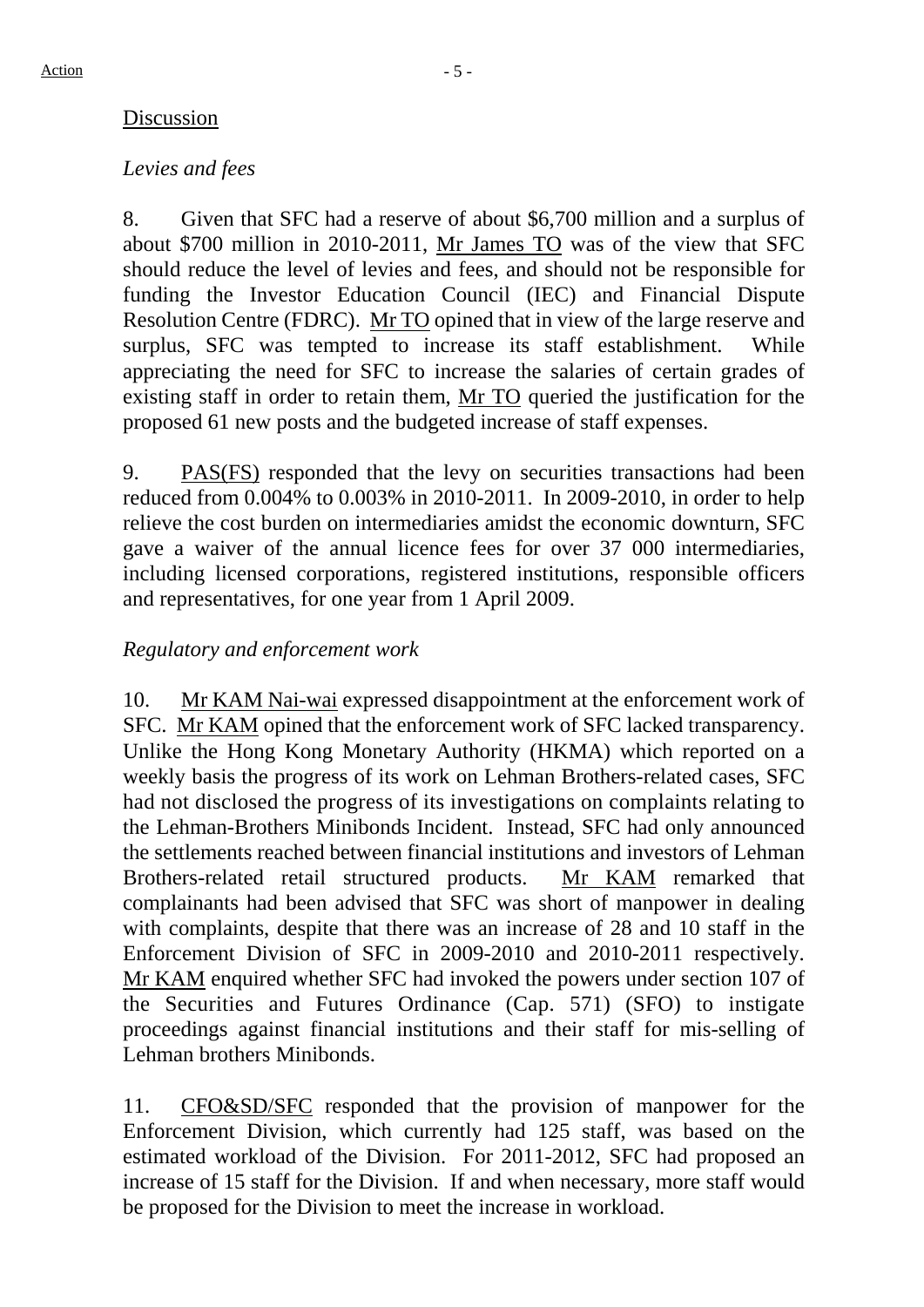Discussion

*Levies and fees*

8. Given that SFC had a reserve of about $6,700 million and a surplus of about $700 million in 2010-2011, Mr James TO was of the view that SFC should reduce the level of levies and fees, and should not be responsible for funding the Investor Education Council (IEC) and Financial Dispute Resolution Centre (FDRC). Mr TO opined that in view of the large reserve and surplus, SFC was tempted to increase its staff establishment. While appreciating the need for SFC to increase the salaries of certain grades of existing staff in order to retain them, Mr TO queried the justification for the proposed 61 new posts and the budgeted increase of staff expenses.

9. PAS(FS) responded that the levy on securities transactions had been reduced from 0.004% to 0.003% in 2010-2011. In 2009-2010, in order to help relieve the cost burden on intermediaries amidst the economic downturn, SFC gave a waiver of the annual licence fees for over 37 000 intermediaries, including licensed corporations, registered institutions, responsible officers and representatives, for one year from 1 April 2009.

*Regulatory and enforcement work*

10. Mr KAM Nai-wai expressed disappointment at the enforcement work of SFC. Mr KAM opined that the enforcement work of SFC lacked transparency. Unlike the Hong Kong Monetary Authority (HKMA) which reported on a weekly basis the progress of its work on Lehman Brothers-related cases, SFC had not disclosed the progress of its investigations on complaints relating to the Lehman-Brothers Minibonds Incident. Instead, SFC had only announced the settlements reached between financial institutions and investors of Lehman Brothers-related retail structured products. Mr KAM remarked that complainants had been advised that SFC was short of manpower in dealing with complaints, despite that there was an increase of 28 and 10 staff in the Enforcement Division of SFC in 2009-2010 and 2010-2011 respectively. Mr KAM enquired whether SFC had invoked the powers under section 107 of the Securities and Futures Ordinance (Cap. 571) (SFO) to instigate proceedings against financial institutions and their staff for mis-selling of Lehman brothers Minibonds.

11. CFO&SD/SFC responded that the provision of manpower for the Enforcement Division, which currently had 125 staff, was based on the estimated workload of the Division. For 2011-2012, SFC had proposed an increase of 15 staff for the Division. If and when necessary, more staff would be proposed for the Division to meet the increase in workload.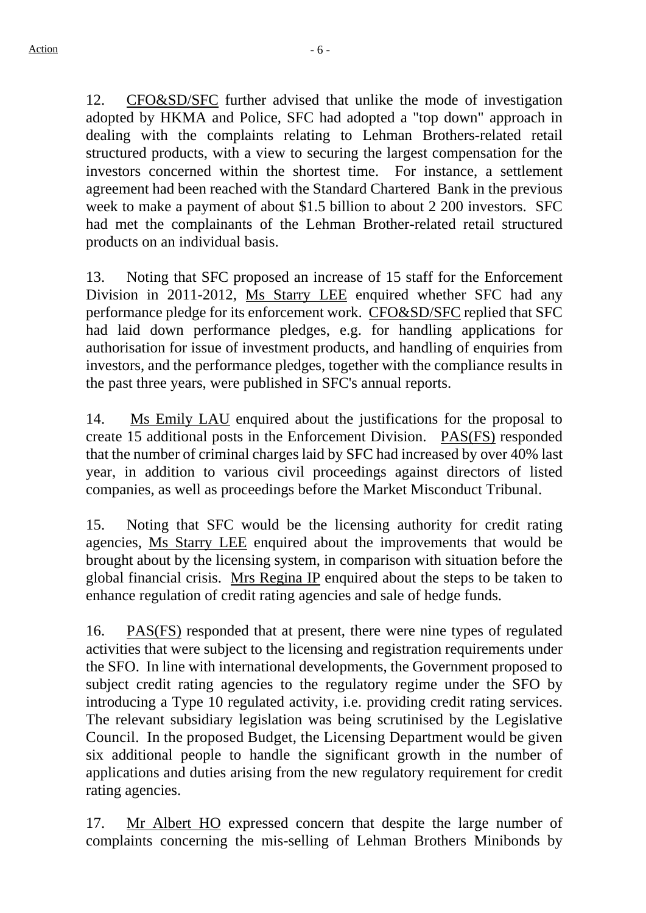12. CFO&SD/SFC further advised that unlike the mode of investigation adopted by HKMA and Police, SFC had adopted a "top down" approach in dealing with the complaints relating to Lehman Brothers-related retail structured products, with a view to securing the largest compensation for the investors concerned within the shortest time. For instance, a settlement agreement had been reached with the Standard Chartered Bank in the previous week to make a payment of about $1.5 billion to about 2 200 investors. SFC had met the complainants of the Lehman Brother-related retail structured products on an individual basis.

13. Noting that SFC proposed an increase of 15 staff for the Enforcement Division in 2011-2012, Ms Starry LEE enquired whether SFC had any performance pledge for its enforcement work. CFO&SD/SFC replied that SFC had laid down performance pledges, e.g. for handling applications for authorisation for issue of investment products, and handling of enquiries from investors, and the performance pledges, together with the compliance results in the past three years, were published in SFC's annual reports.

14. Ms Emily LAU enquired about the justifications for the proposal to create 15 additional posts in the Enforcement Division. PAS(FS) responded that the number of criminal charges laid by SFC had increased by over 40% last year, in addition to various civil proceedings against directors of listed companies, as well as proceedings before the Market Misconduct Tribunal.

15. Noting that SFC would be the licensing authority for credit rating agencies, Ms Starry LEE enquired about the improvements that would be brought about by the licensing system, in comparison with situation before the global financial crisis. Mrs Regina IP enquired about the steps to be taken to enhance regulation of credit rating agencies and sale of hedge funds.

16. PAS(FS) responded that at present, there were nine types of regulated activities that were subject to the licensing and registration requirements under the SFO. In line with international developments, the Government proposed to subject credit rating agencies to the regulatory regime under the SFO by introducing a Type 10 regulated activity, i.e. providing credit rating services. The relevant subsidiary legislation was being scrutinised by the Legislative Council. In the proposed Budget, the Licensing Department would be given six additional people to handle the significant growth in the number of applications and duties arising from the new regulatory requirement for credit rating agencies.

17. Mr Albert HO expressed concern that despite the large number of complaints concerning the mis-selling of Lehman Brothers Minibonds by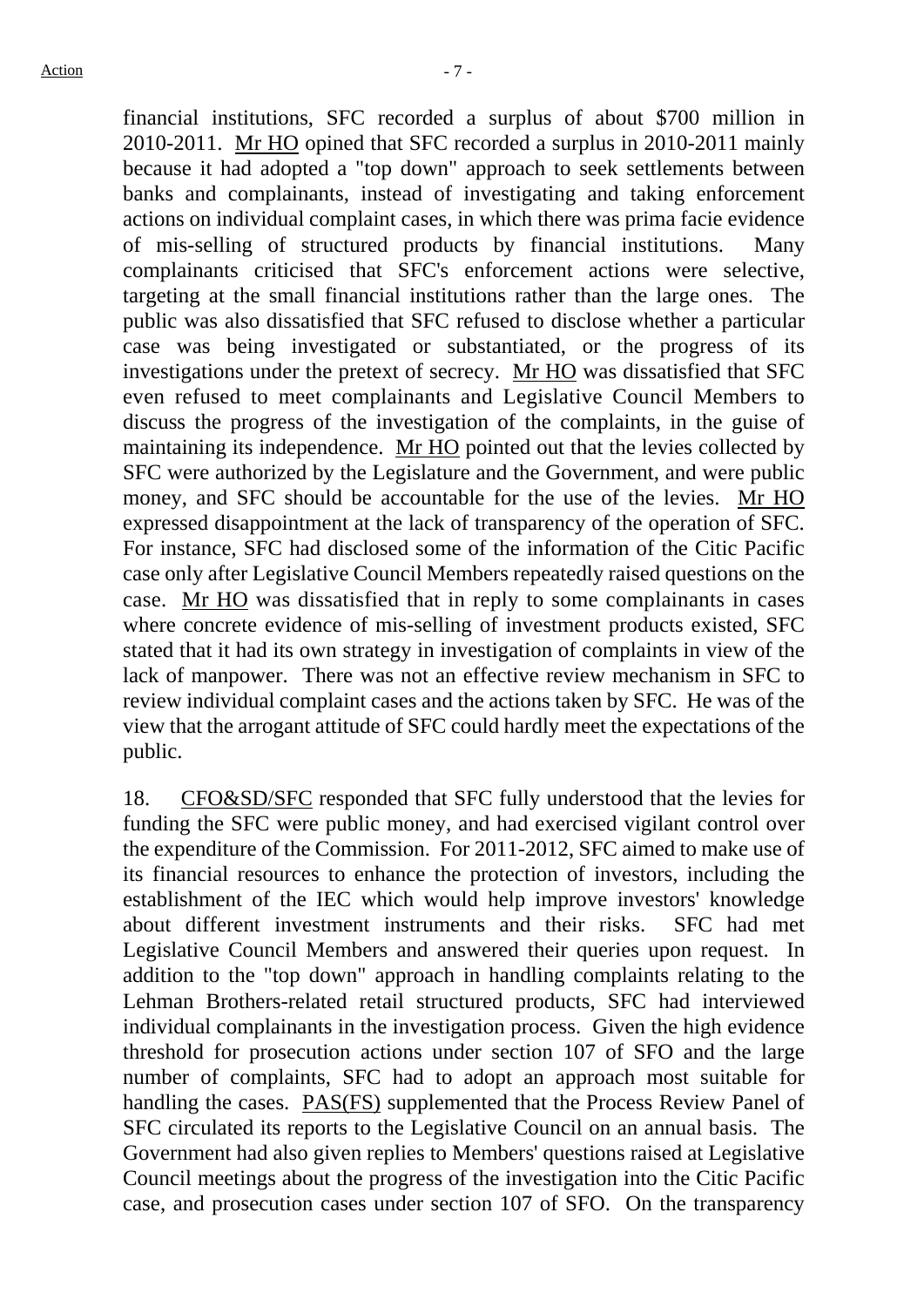financial institutions, SFC recorded a surplus of about $700 million in 2010-2011. Mr HO opined that SFC recorded a surplus in 2010-2011 mainly because it had adopted a "top down" approach to seek settlements between banks and complainants, instead of investigating and taking enforcement actions on individual complaint cases, in which there was prima facie evidence of mis-selling of structured products by financial institutions. Many complainants criticised that SFC's enforcement actions were selective, targeting at the small financial institutions rather than the large ones. The public was also dissatisfied that SFC refused to disclose whether a particular case was being investigated or substantiated, or the progress of its investigations under the pretext of secrecy. Mr HO was dissatisfied that SFC even refused to meet complainants and Legislative Council Members to discuss the progress of the investigation of the complaints, in the guise of maintaining its independence. Mr HO pointed out that the levies collected by SFC were authorized by the Legislature and the Government, and were public money, and SFC should be accountable for the use of the levies. Mr HO expressed disappointment at the lack of transparency of the operation of SFC. For instance, SFC had disclosed some of the information of the Citic Pacific case only after Legislative Council Members repeatedly raised questions on the case. Mr HO was dissatisfied that in reply to some complainants in cases where concrete evidence of mis-selling of investment products existed, SFC stated that it had its own strategy in investigation of complaints in view of the lack of manpower. There was not an effective review mechanism in SFC to review individual complaint cases and the actions taken by SFC. He was of the view that the arrogant attitude of SFC could hardly meet the expectations of the public.

18. CFO&SD/SFC responded that SFC fully understood that the levies for funding the SFC were public money, and had exercised vigilant control over the expenditure of the Commission. For 2011-2012, SFC aimed to make use of its financial resources to enhance the protection of investors, including the establishment of the IEC which would help improve investors' knowledge about different investment instruments and their risks. SFC had met Legislative Council Members and answered their queries upon request. In addition to the "top down" approach in handling complaints relating to the Lehman Brothers-related retail structured products, SFC had interviewed individual complainants in the investigation process. Given the high evidence threshold for prosecution actions under section 107 of SFO and the large number of complaints, SFC had to adopt an approach most suitable for handling the cases. PAS(FS) supplemented that the Process Review Panel of SFC circulated its reports to the Legislative Council on an annual basis. The Government had also given replies to Members' questions raised at Legislative Council meetings about the progress of the investigation into the Citic Pacific case, and prosecution cases under section 107 of SFO. On the transparency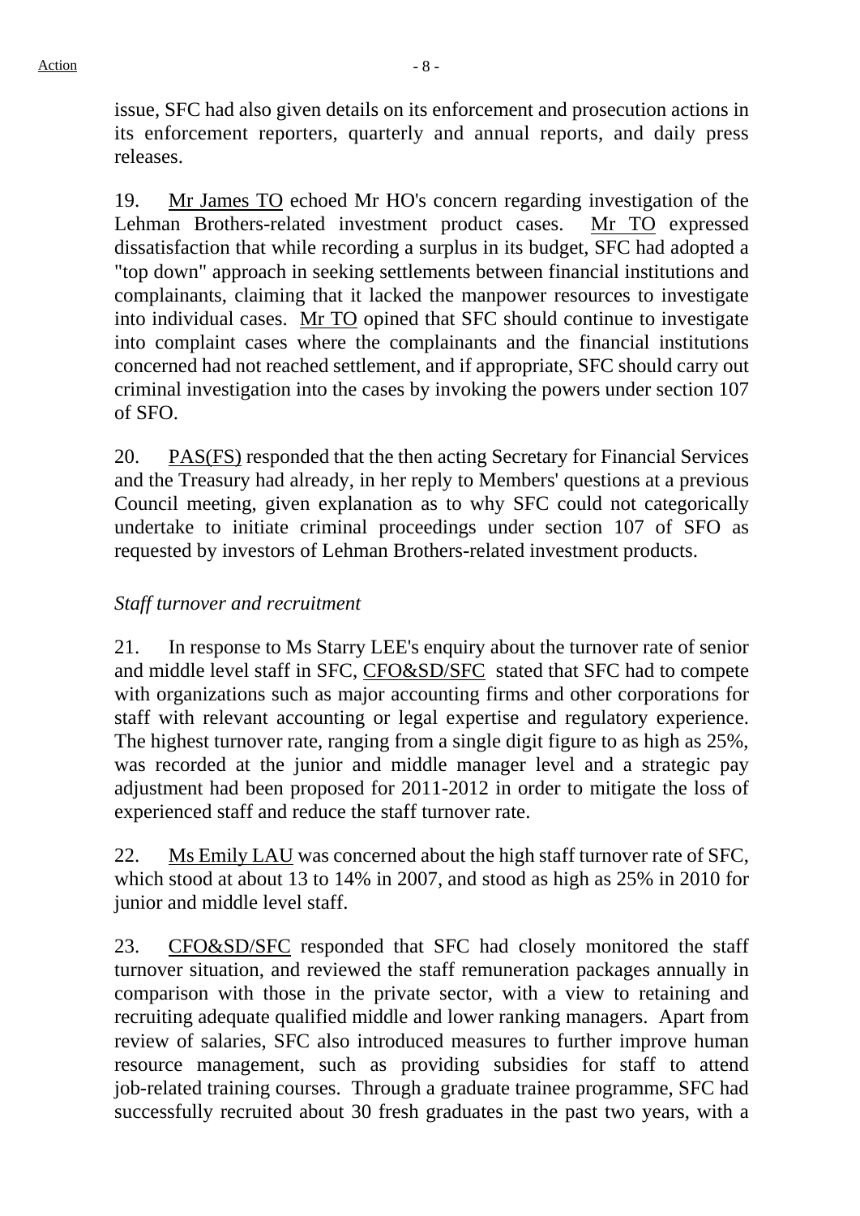issue, SFC had also given details on its enforcement and prosecution actions in its enforcement reporters, quarterly and annual reports, and daily press releases.

19. Mr James TO echoed Mr HO's concern regarding investigation of the Lehman Brothers-related investment product cases. Mr TO expressed dissatisfaction that while recording a surplus in its budget, SFC had adopted a "top down" approach in seeking settlements between financial institutions and complainants, claiming that it lacked the manpower resources to investigate into individual cases. Mr TO opined that SFC should continue to investigate into complaint cases where the complainants and the financial institutions concerned had not reached settlement, and if appropriate, SFC should carry out criminal investigation into the cases by invoking the powers under section 107 of SFO.

20. PAS(FS) responded that the then acting Secretary for Financial Services and the Treasury had already, in her reply to Members' questions at a previous Council meeting, given explanation as to why SFC could not categorically undertake to initiate criminal proceedings under section 107 of SFO as requested by investors of Lehman Brothers-related investment products.

*Staff turnover and recruitment*

21. In response to Ms Starry LEE's enquiry about the turnover rate of senior and middle level staff in SFC, CFO&SD/SFC stated that SFC had to compete with organizations such as major accounting firms and other corporations for staff with relevant accounting or legal expertise and regulatory experience. The highest turnover rate, ranging from a single digit figure to as high as 25%, was recorded at the junior and middle manager level and a strategic pay adjustment had been proposed for 2011-2012 in order to mitigate the loss of experienced staff and reduce the staff turnover rate.

22. Ms Emily LAU was concerned about the high staff turnover rate of SFC, which stood at about 13 to 14% in 2007, and stood as high as 25% in 2010 for junior and middle level staff.

23. CFO&SD/SFC responded that SFC had closely monitored the staff turnover situation, and reviewed the staff remuneration packages annually in comparison with those in the private sector, with a view to retaining and recruiting adequate qualified middle and lower ranking managers. Apart from review of salaries, SFC also introduced measures to further improve human resource management, such as providing subsidies for staff to attend job-related training courses. Through a graduate trainee programme, SFC had successfully recruited about 30 fresh graduates in the past two years, with a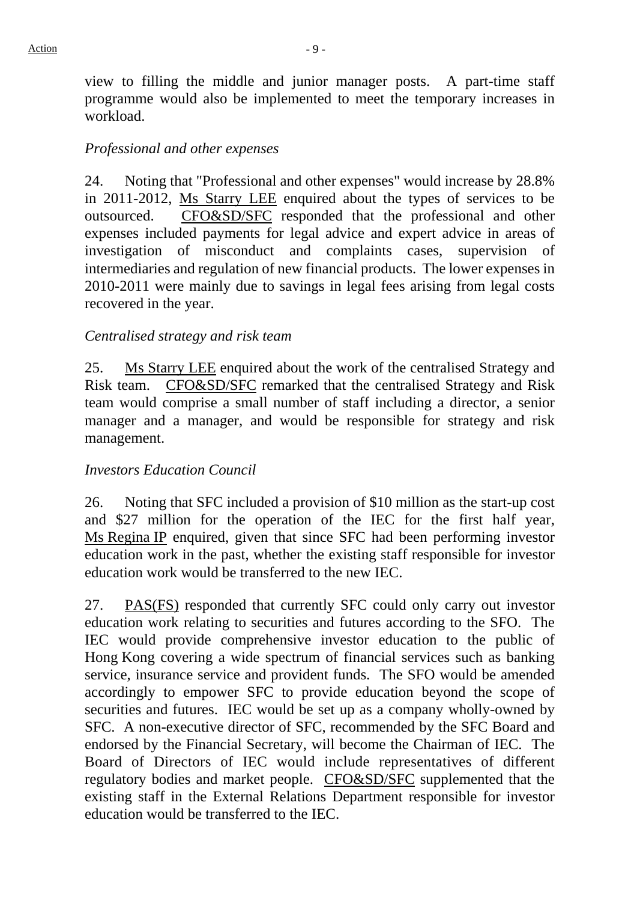view to filling the middle and junior manager posts. A part-time staff programme would also be implemented to meet the temporary increases in workload.

*Professional and other expenses*

24. Noting that "Professional and other expenses" would increase by 28.8% in 2011-2012, Ms Starry LEE enquired about the types of services to be outsourced. CFO&SD/SFC responded that the professional and other expenses included payments for legal advice and expert advice in areas of investigation of misconduct and complaints cases, supervision of intermediaries and regulation of new financial products. The lower expenses in 2010-2011 were mainly due to savings in legal fees arising from legal costs recovered in the year.

*Centralised strategy and risk team*

25. Ms Starry LEE enquired about the work of the centralised Strategy and Risk team. CFO&SD/SFC remarked that the centralised Strategy and Risk team would comprise a small number of staff including a director, a senior manager and a manager, and would be responsible for strategy and risk management.

*Investors Education Council*

26. Noting that SFC included a provision of $10 million as the start-up cost and $27 million for the operation of the IEC for the first half year, Ms Regina IP enquired, given that since SFC had been performing investor education work in the past, whether the existing staff responsible for investor education work would be transferred to the new IEC.

27. PAS(FS) responded that currently SFC could only carry out investor education work relating to securities and futures according to the SFO. The IEC would provide comprehensive investor education to the public of Hong Kong covering a wide spectrum of financial services such as banking service, insurance service and provident funds. The SFO would be amended accordingly to empower SFC to provide education beyond the scope of securities and futures. IEC would be set up as a company wholly-owned by SFC. A non-executive director of SFC, recommended by the SFC Board and endorsed by the Financial Secretary, will become the Chairman of IEC. The Board of Directors of IEC would include representatives of different regulatory bodies and market people. CFO&SD/SFC supplemented that the existing staff in the External Relations Department responsible for investor education would be transferred to the IEC.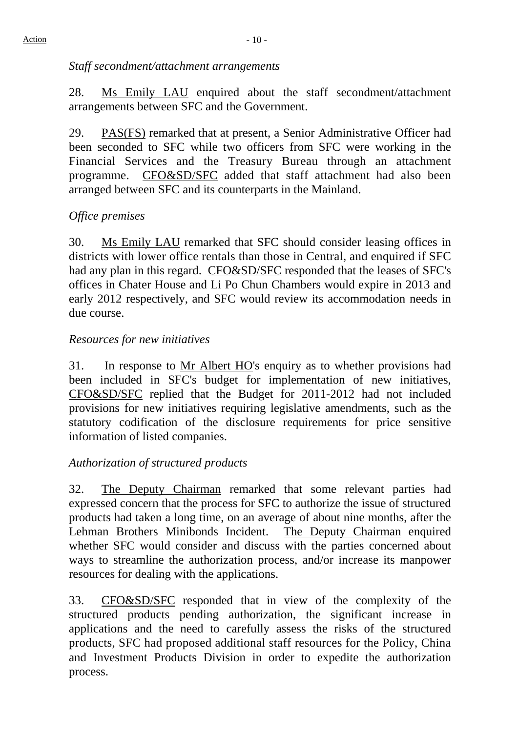*Staff secondment/attachment arrangements*

28. Ms Emily LAU enquired about the staff secondment/attachment arrangements between SFC and the Government.

29. PAS(FS) remarked that at present, a Senior Administrative Officer had been seconded to SFC while two officers from SFC were working in the Financial Services and the Treasury Bureau through an attachment programme. CFO&SD/SFC added that staff attachment had also been arranged between SFC and its counterparts in the Mainland.

*Office premises*

30. Ms Emily LAU remarked that SFC should consider leasing offices in districts with lower office rentals than those in Central, and enquired if SFC had any plan in this regard. CFO&SD/SFC responded that the leases of SFC's offices in Chater House and Li Po Chun Chambers would expire in 2013 and early 2012 respectively, and SFC would review its accommodation needs in due course.

*Resources for new initiatives*

31. In response to Mr Albert HO's enquiry as to whether provisions had been included in SFC's budget for implementation of new initiatives, CFO&SD/SFC replied that the Budget for 2011-2012 had not included provisions for new initiatives requiring legislative amendments, such as the statutory codification of the disclosure requirements for price sensitive information of listed companies.

*Authorization of structured products*

32. The Deputy Chairman remarked that some relevant parties had expressed concern that the process for SFC to authorize the issue of structured products had taken a long time, on an average of about nine months, after the Lehman Brothers Minibonds Incident. The Deputy Chairman enquired whether SFC would consider and discuss with the parties concerned about ways to streamline the authorization process, and/or increase its manpower resources for dealing with the applications.

33. CFO&SD/SFC responded that in view of the complexity of the structured products pending authorization, the significant increase in applications and the need to carefully assess the risks of the structured products, SFC had proposed additional staff resources for the Policy, China and Investment Products Division in order to expedite the authorization process.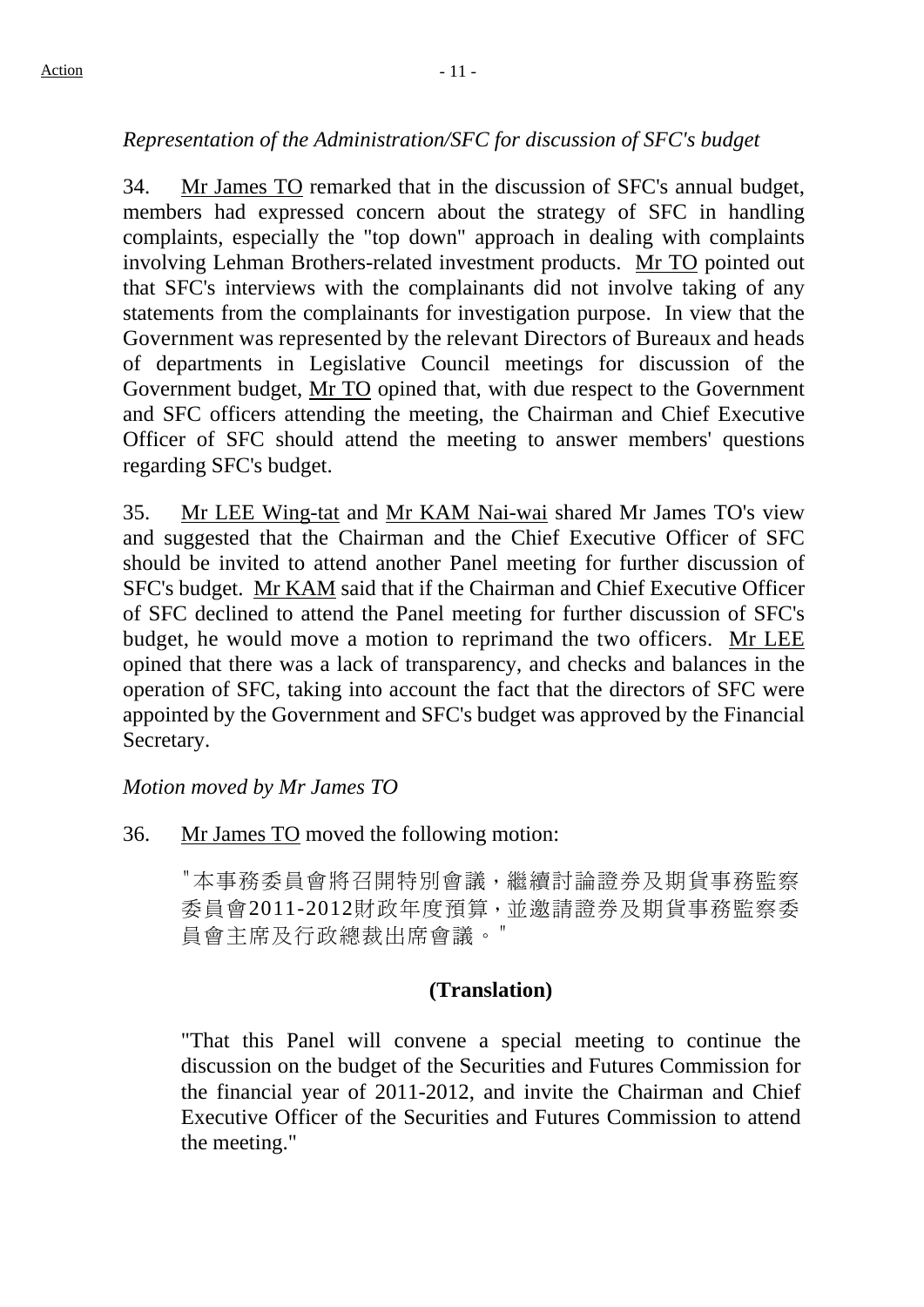*Representation of the Administration/SFC for discussion of SFC's budget*

34. Mr James TO remarked that in the discussion of SFC's annual budget, members had expressed concern about the strategy of SFC in handling complaints, especially the "top down" approach in dealing with complaints involving Lehman Brothers-related investment products. Mr TO pointed out that SFC's interviews with the complainants did not involve taking of any statements from the complainants for investigation purpose. In view that the Government was represented by the relevant Directors of Bureaux and heads of departments in Legislative Council meetings for discussion of the Government budget, Mr TO opined that, with due respect to the Government and SFC officers attending the meeting, the Chairman and Chief Executive Officer of SFC should attend the meeting to answer members' questions regarding SFC's budget.

35. Mr LEE Wing-tat and Mr KAM Nai-wai shared Mr James TO's view and suggested that the Chairman and the Chief Executive Officer of SFC should be invited to attend another Panel meeting for further discussion of SFC's budget. Mr KAM said that if the Chairman and Chief Executive Officer of SFC declined to attend the Panel meeting for further discussion of SFC's budget, he would move a motion to reprimand the two officers. Mr LEE opined that there was a lack of transparency, and checks and balances in the operation of SFC, taking into account the fact that the directors of SFC were appointed by the Government and SFC's budget was approved by the Financial Secretary.

*Motion moved by Mr James TO*

36. Mr James TO moved the following motion:

> "本事務委員會將召開特別會議，繼續討論證券及期貨事務監察委員會2011-2012財政年度預算，並邀請證券及期貨事務監察委員會主席及行政總裁出席會議。"
>
> **(Translation)**
>
> "That this Panel will convene a special meeting to continue the discussion on the budget of the Securities and Futures Commission for the financial year of 2011-2012, and invite the Chairman and Chief Executive Officer of the Securities and Futures Commission to attend the meeting."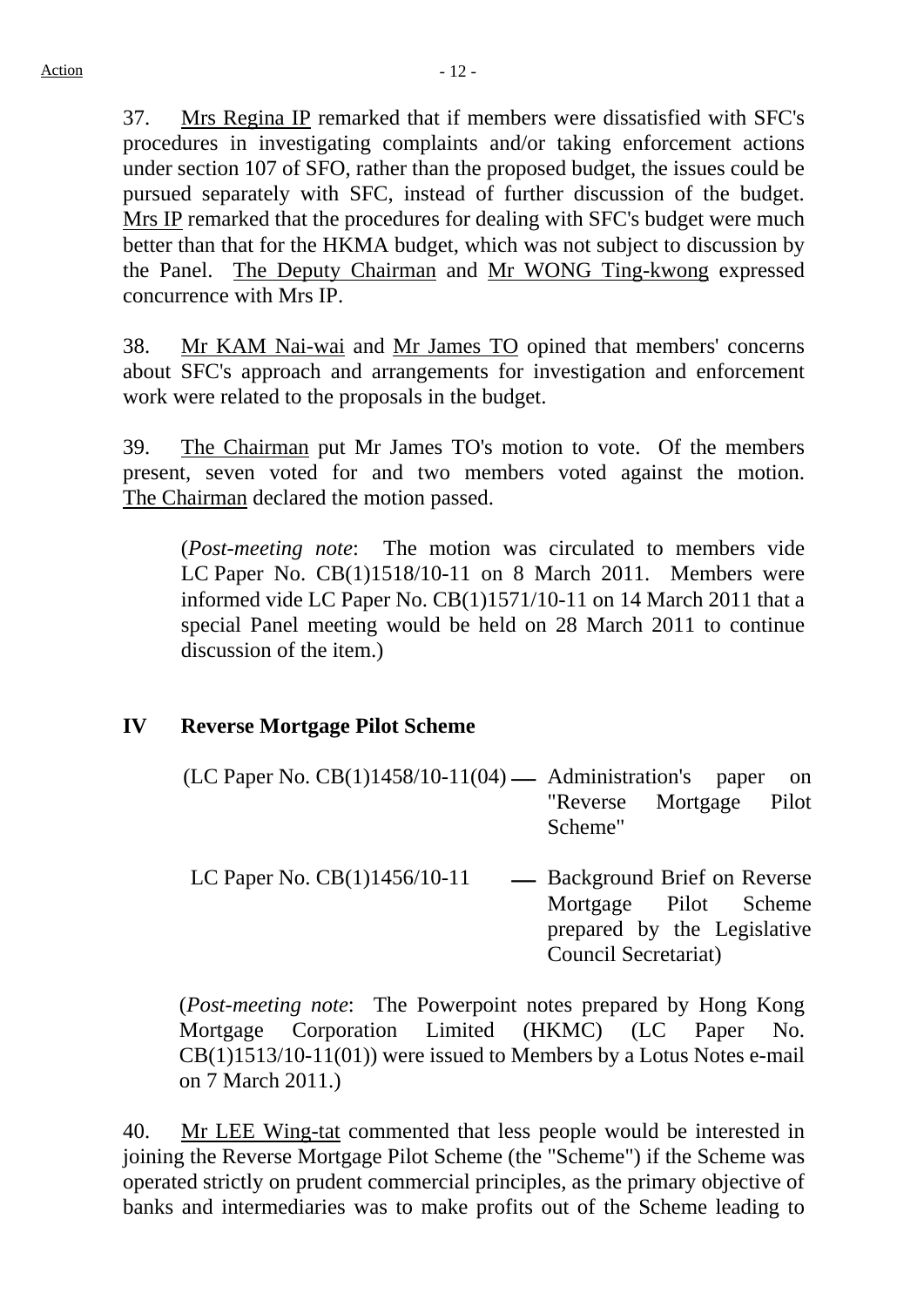37. Mrs Regina IP remarked that if members were dissatisfied with SFC's procedures in investigating complaints and/or taking enforcement actions under section 107 of SFO, rather than the proposed budget, the issues could be pursued separately with SFC, instead of further discussion of the budget. Mrs IP remarked that the procedures for dealing with SFC's budget were much better than that for the HKMA budget, which was not subject to discussion by the Panel. The Deputy Chairman and Mr WONG Ting-kwong expressed concurrence with Mrs IP.

38. Mr KAM Nai-wai and Mr James TO opined that members' concerns about SFC's approach and arrangements for investigation and enforcement work were related to the proposals in the budget.

39. The Chairman put Mr James TO's motion to vote. Of the members present, seven voted for and two members voted against the motion. The Chairman declared the motion passed.

(*Post-meeting note*: The motion was circulated to members vide LC Paper No. CB(1)1518/10-11 on 8 March 2011. Members were informed vide LC Paper No. CB(1)1571/10-11 on 14 March 2011 that a special Panel meeting would be held on 28 March 2011 to continue discussion of the item.)

## IV Reverse Mortgage Pilot Scheme

(LC Paper No. CB(1)1458/10-11(04) — Administration's paper on "Reverse Mortgage Pilot Scheme"

LC Paper No. CB(1)1456/10-11 — Background Brief on Reverse Mortgage Pilot Scheme prepared by the Legislative Council Secretariat)

(*Post-meeting note*: The Powerpoint notes prepared by Hong Kong Mortgage Corporation Limited (HKMC) (LC Paper No. CB(1)1513/10-11(01)) were issued to Members by a Lotus Notes e-mail on 7 March 2011.)

40. Mr LEE Wing-tat commented that less people would be interested in joining the Reverse Mortgage Pilot Scheme (the "Scheme") if the Scheme was operated strictly on prudent commercial principles, as the primary objective of banks and intermediaries was to make profits out of the Scheme leading to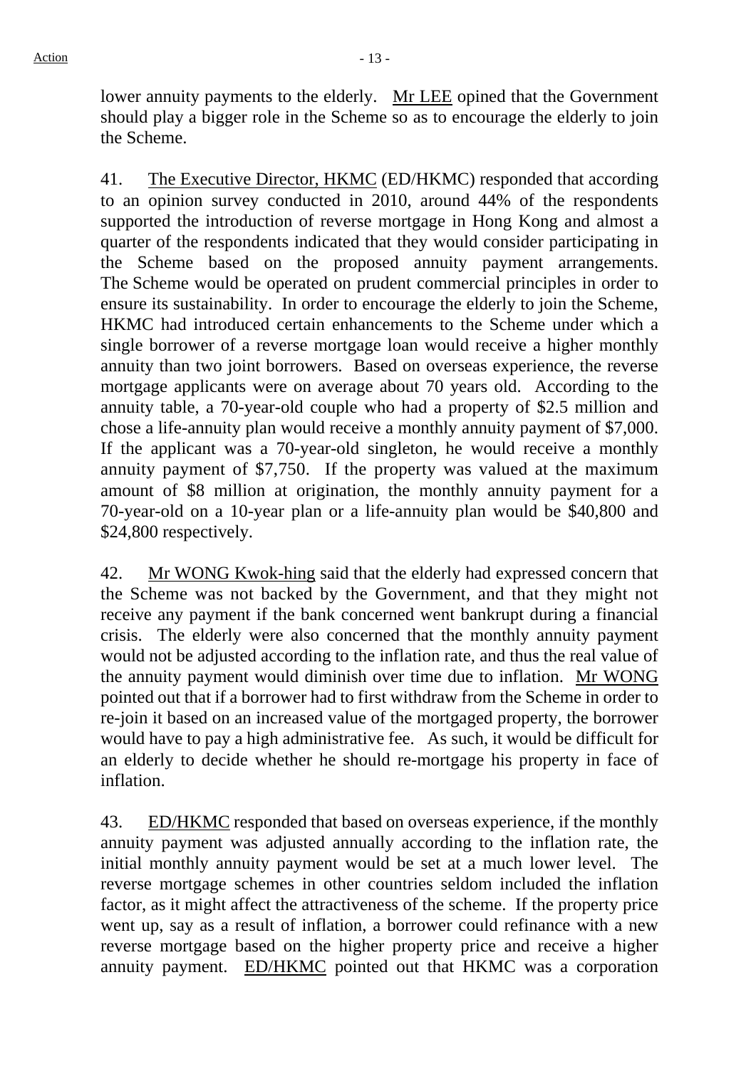lower annuity payments to the elderly. Mr LEE opined that the Government should play a bigger role in the Scheme so as to encourage the elderly to join the Scheme.

41. The Executive Director, HKMC (ED/HKMC) responded that according to an opinion survey conducted in 2010, around 44% of the respondents supported the introduction of reverse mortgage in Hong Kong and almost a quarter of the respondents indicated that they would consider participating in the Scheme based on the proposed annuity payment arrangements. The Scheme would be operated on prudent commercial principles in order to ensure its sustainability. In order to encourage the elderly to join the Scheme, HKMC had introduced certain enhancements to the Scheme under which a single borrower of a reverse mortgage loan would receive a higher monthly annuity than two joint borrowers. Based on overseas experience, the reverse mortgage applicants were on average about 70 years old. According to the annuity table, a 70-year-old couple who had a property of $2.5 million and chose a life-annuity plan would receive a monthly annuity payment of $7,000. If the applicant was a 70-year-old singleton, he would receive a monthly annuity payment of $7,750. If the property was valued at the maximum amount of $8 million at origination, the monthly annuity payment for a 70-year-old on a 10-year plan or a life-annuity plan would be $40,800 and $24,800 respectively.

42. Mr WONG Kwok-hing said that the elderly had expressed concern that the Scheme was not backed by the Government, and that they might not receive any payment if the bank concerned went bankrupt during a financial crisis. The elderly were also concerned that the monthly annuity payment would not be adjusted according to the inflation rate, and thus the real value of the annuity payment would diminish over time due to inflation. Mr WONG pointed out that if a borrower had to first withdraw from the Scheme in order to re-join it based on an increased value of the mortgaged property, the borrower would have to pay a high administrative fee. As such, it would be difficult for an elderly to decide whether he should re-mortgage his property in face of inflation.

43. ED/HKMC responded that based on overseas experience, if the monthly annuity payment was adjusted annually according to the inflation rate, the initial monthly annuity payment would be set at a much lower level. The reverse mortgage schemes in other countries seldom included the inflation factor, as it might affect the attractiveness of the scheme. If the property price went up, say as a result of inflation, a borrower could refinance with a new reverse mortgage based on the higher property price and receive a higher annuity payment. ED/HKMC pointed out that HKMC was a corporation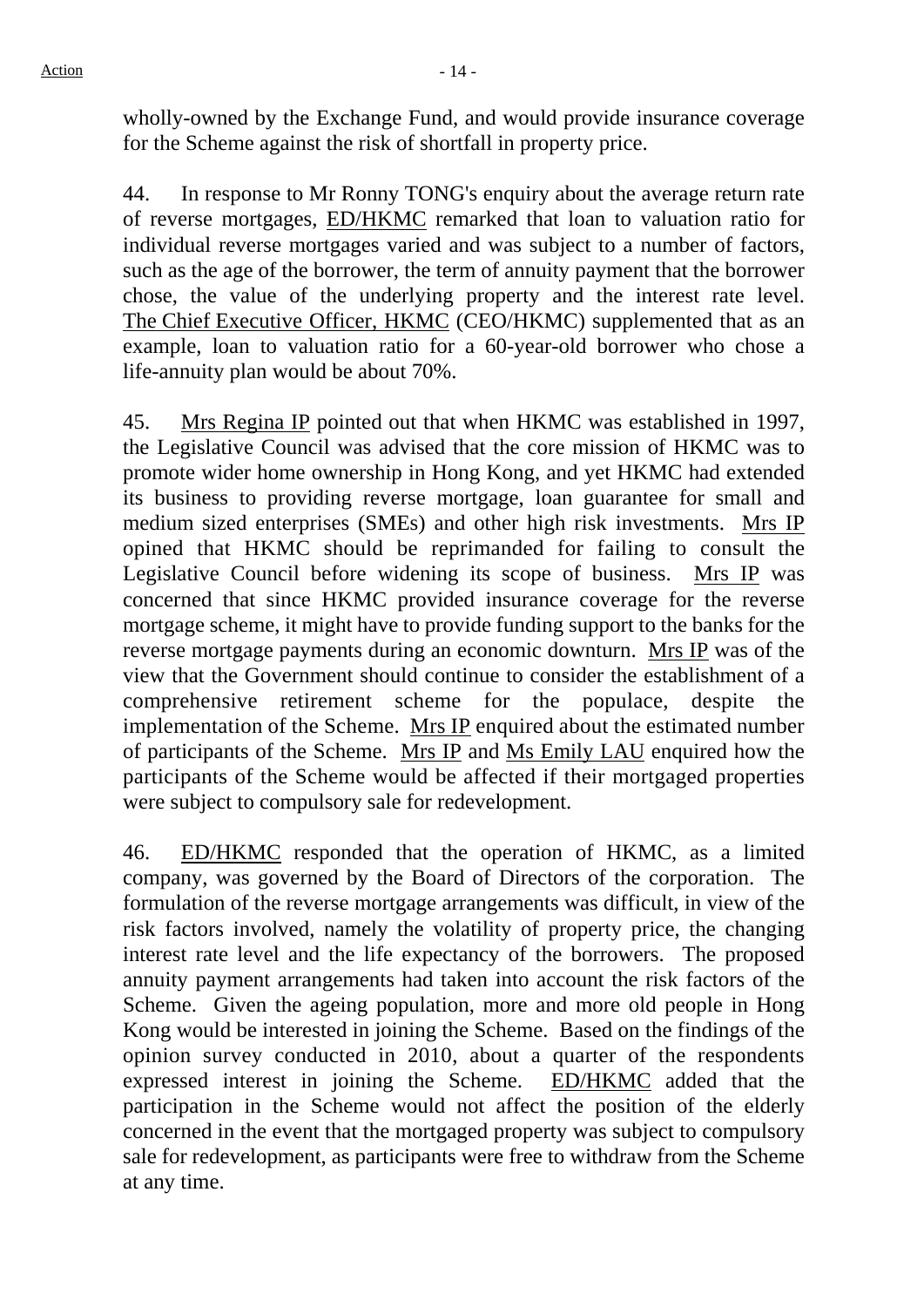wholly-owned by the Exchange Fund, and would provide insurance coverage for the Scheme against the risk of shortfall in property price.

44. In response to Mr Ronny TONG's enquiry about the average return rate of reverse mortgages, ED/HKMC remarked that loan to valuation ratio for individual reverse mortgages varied and was subject to a number of factors, such as the age of the borrower, the term of annuity payment that the borrower chose, the value of the underlying property and the interest rate level. The Chief Executive Officer, HKMC (CEO/HKMC) supplemented that as an example, loan to valuation ratio for a 60-year-old borrower who chose a life-annuity plan would be about 70%.

45. Mrs Regina IP pointed out that when HKMC was established in 1997, the Legislative Council was advised that the core mission of HKMC was to promote wider home ownership in Hong Kong, and yet HKMC had extended its business to providing reverse mortgage, loan guarantee for small and medium sized enterprises (SMEs) and other high risk investments. Mrs IP opined that HKMC should be reprimanded for failing to consult the Legislative Council before widening its scope of business. Mrs IP was concerned that since HKMC provided insurance coverage for the reverse mortgage scheme, it might have to provide funding support to the banks for the reverse mortgage payments during an economic downturn. Mrs IP was of the view that the Government should continue to consider the establishment of a comprehensive retirement scheme for the populace, despite the implementation of the Scheme. Mrs IP enquired about the estimated number of participants of the Scheme. Mrs IP and Ms Emily LAU enquired how the participants of the Scheme would be affected if their mortgaged properties were subject to compulsory sale for redevelopment.

46. ED/HKMC responded that the operation of HKMC, as a limited company, was governed by the Board of Directors of the corporation. The formulation of the reverse mortgage arrangements was difficult, in view of the risk factors involved, namely the volatility of property price, the changing interest rate level and the life expectancy of the borrowers. The proposed annuity payment arrangements had taken into account the risk factors of the Scheme. Given the ageing population, more and more old people in Hong Kong would be interested in joining the Scheme. Based on the findings of the opinion survey conducted in 2010, about a quarter of the respondents expressed interest in joining the Scheme. ED/HKMC added that the participation in the Scheme would not affect the position of the elderly concerned in the event that the mortgaged property was subject to compulsory sale for redevelopment, as participants were free to withdraw from the Scheme at any time.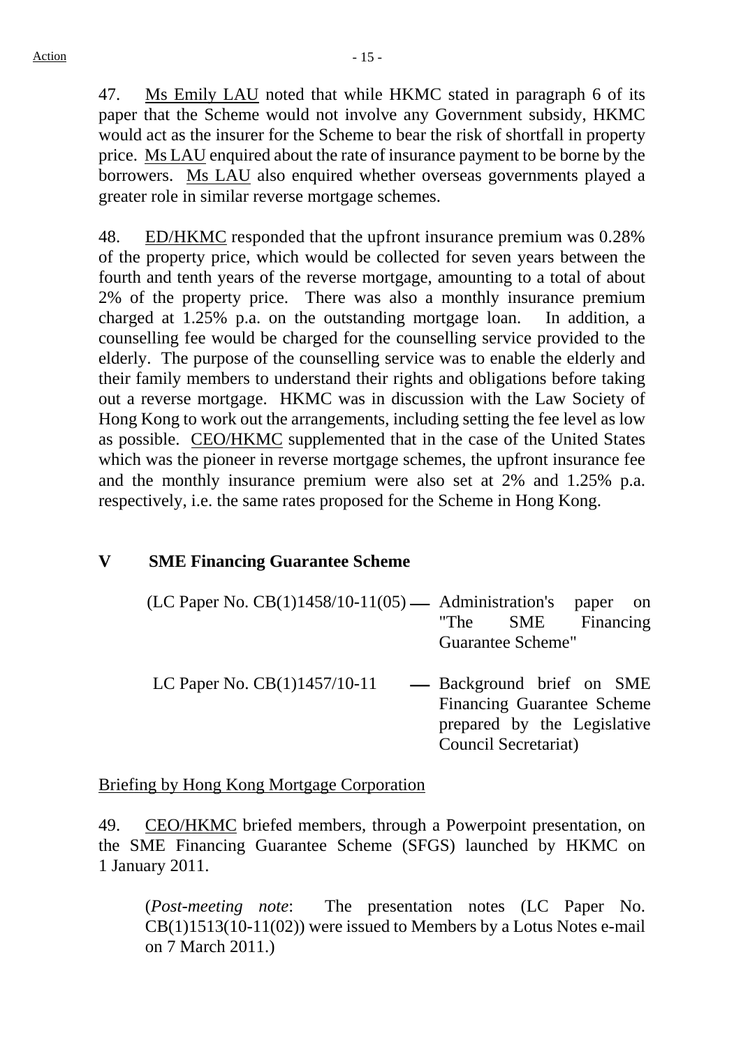47. Ms Emily LAU noted that while HKMC stated in paragraph 6 of its paper that the Scheme would not involve any Government subsidy, HKMC would act as the insurer for the Scheme to bear the risk of shortfall in property price. Ms LAU enquired about the rate of insurance payment to be borne by the borrowers. Ms LAU also enquired whether overseas governments played a greater role in similar reverse mortgage schemes.

48. ED/HKMC responded that the upfront insurance premium was 0.28% of the property price, which would be collected for seven years between the fourth and tenth years of the reverse mortgage, amounting to a total of about 2% of the property price. There was also a monthly insurance premium charged at 1.25% p.a. on the outstanding mortgage loan. In addition, a counselling fee would be charged for the counselling service provided to the elderly. The purpose of the counselling service was to enable the elderly and their family members to understand their rights and obligations before taking out a reverse mortgage. HKMC was in discussion with the Law Society of Hong Kong to work out the arrangements, including setting the fee level as low as possible. CEO/HKMC supplemented that in the case of the United States which was the pioneer in reverse mortgage schemes, the upfront insurance fee and the monthly insurance premium were also set at 2% and 1.25% p.a. respectively, i.e. the same rates proposed for the Scheme in Hong Kong.

## V SME Financing Guarantee Scheme

(LC Paper No. CB(1)1458/10-11(05) — Administration's paper on "The SME Financing Guarantee Scheme"

LC Paper No. CB(1)1457/10-11 — Background brief on SME Financing Guarantee Scheme prepared by the Legislative Council Secretariat)

Briefing by Hong Kong Mortgage Corporation

49. CEO/HKMC briefed members, through a Powerpoint presentation, on the SME Financing Guarantee Scheme (SFGS) launched by HKMC on 1 January 2011.

(*Post-meeting note*: The presentation notes (LC Paper No. CB(1)1513(10-11(02)) were issued to Members by a Lotus Notes e-mail on 7 March 2011.)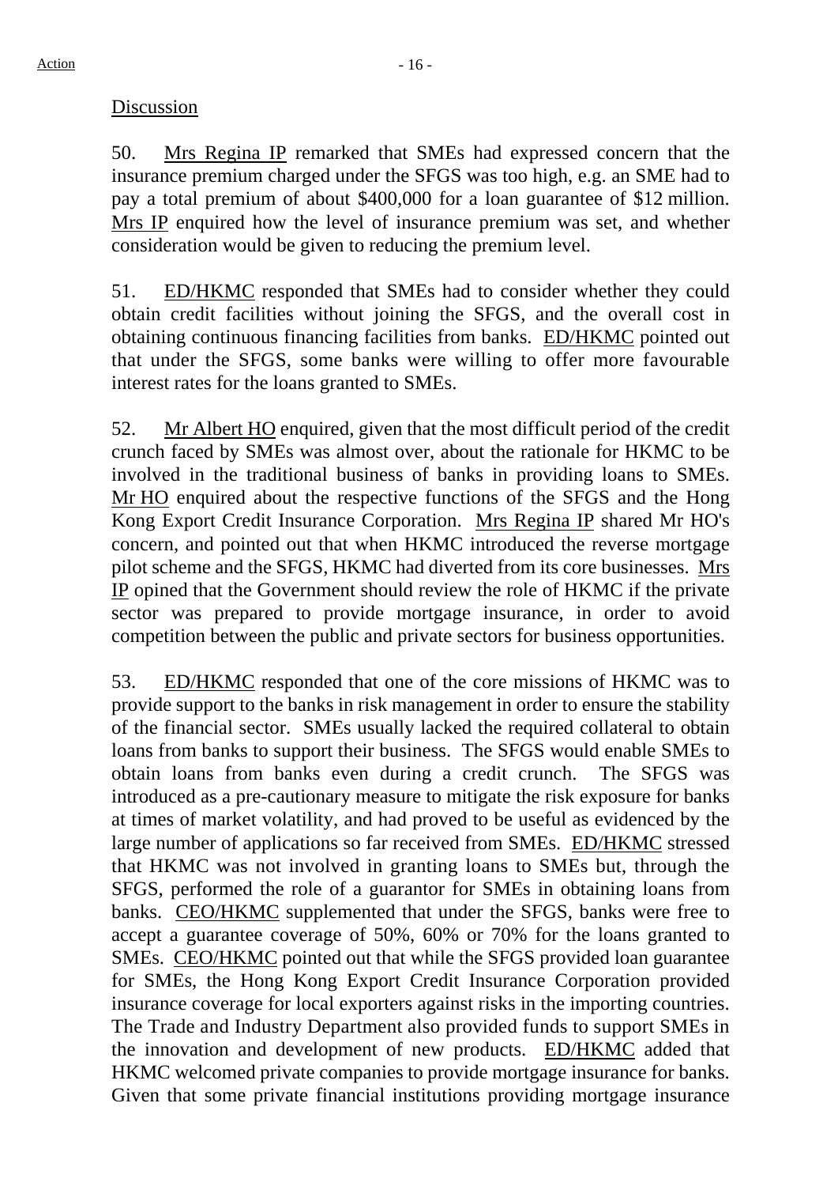Discussion

50. Mrs Regina IP remarked that SMEs had expressed concern that the insurance premium charged under the SFGS was too high, e.g. an SME had to pay a total premium of about $400,000 for a loan guarantee of $12 million. Mrs IP enquired how the level of insurance premium was set, and whether consideration would be given to reducing the premium level.

51. ED/HKMC responded that SMEs had to consider whether they could obtain credit facilities without joining the SFGS, and the overall cost in obtaining continuous financing facilities from banks. ED/HKMC pointed out that under the SFGS, some banks were willing to offer more favourable interest rates for the loans granted to SMEs.

52. Mr Albert HO enquired, given that the most difficult period of the credit crunch faced by SMEs was almost over, about the rationale for HKMC to be involved in the traditional business of banks in providing loans to SMEs. Mr HO enquired about the respective functions of the SFGS and the Hong Kong Export Credit Insurance Corporation. Mrs Regina IP shared Mr HO's concern, and pointed out that when HKMC introduced the reverse mortgage pilot scheme and the SFGS, HKMC had diverted from its core businesses. Mrs IP opined that the Government should review the role of HKMC if the private sector was prepared to provide mortgage insurance, in order to avoid competition between the public and private sectors for business opportunities.

53. ED/HKMC responded that one of the core missions of HKMC was to provide support to the banks in risk management in order to ensure the stability of the financial sector. SMEs usually lacked the required collateral to obtain loans from banks to support their business. The SFGS would enable SMEs to obtain loans from banks even during a credit crunch. The SFGS was introduced as a pre-cautionary measure to mitigate the risk exposure for banks at times of market volatility, and had proved to be useful as evidenced by the large number of applications so far received from SMEs. ED/HKMC stressed that HKMC was not involved in granting loans to SMEs but, through the SFGS, performed the role of a guarantor for SMEs in obtaining loans from banks. CEO/HKMC supplemented that under the SFGS, banks were free to accept a guarantee coverage of 50%, 60% or 70% for the loans granted to SMEs. CEO/HKMC pointed out that while the SFGS provided loan guarantee for SMEs, the Hong Kong Export Credit Insurance Corporation provided insurance coverage for local exporters against risks in the importing countries. The Trade and Industry Department also provided funds to support SMEs in the innovation and development of new products. ED/HKMC added that HKMC welcomed private companies to provide mortgage insurance for banks. Given that some private financial institutions providing mortgage insurance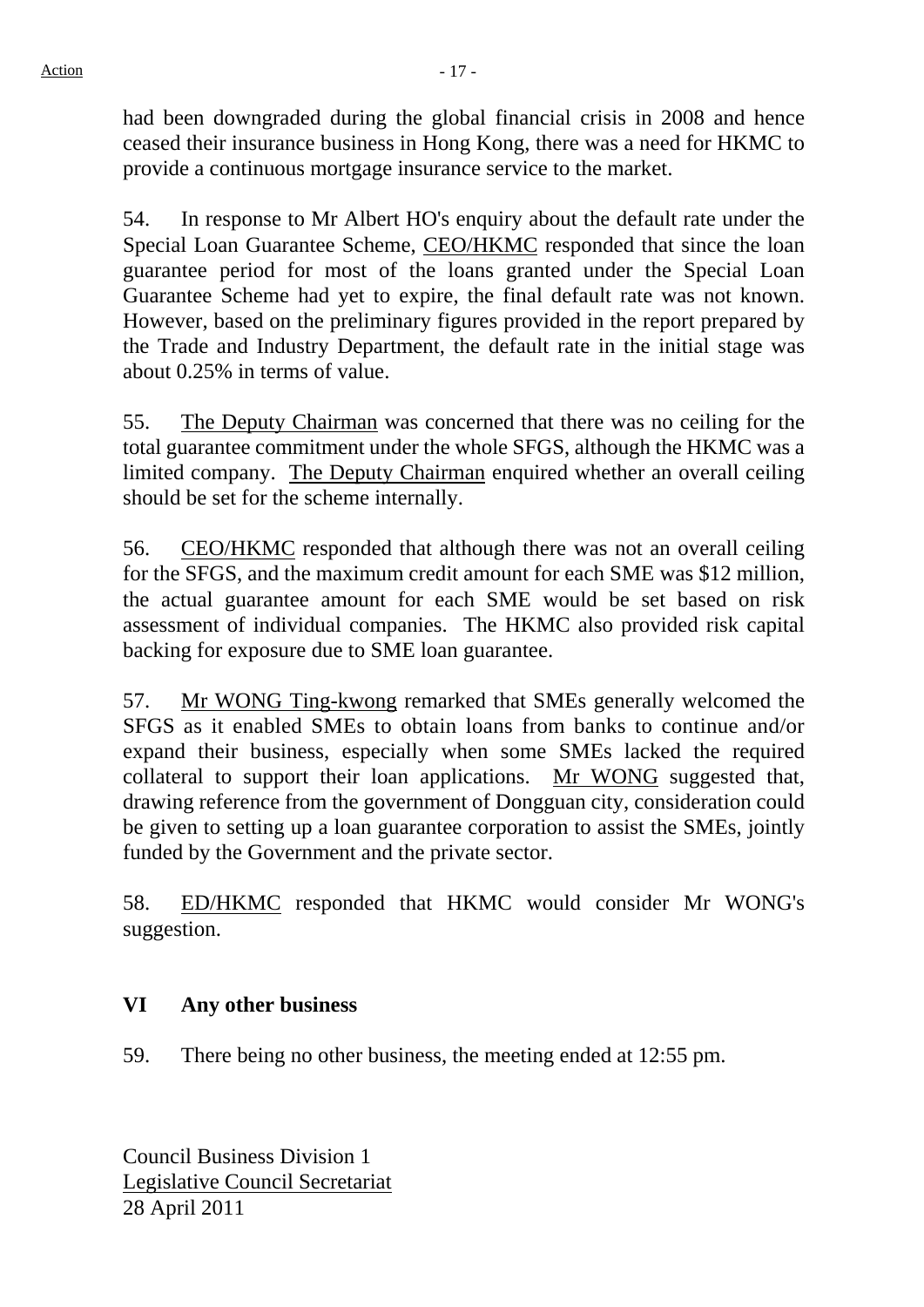had been downgraded during the global financial crisis in 2008 and hence ceased their insurance business in Hong Kong, there was a need for HKMC to provide a continuous mortgage insurance service to the market.

54. In response to Mr Albert HO's enquiry about the default rate under the Special Loan Guarantee Scheme, CEO/HKMC responded that since the loan guarantee period for most of the loans granted under the Special Loan Guarantee Scheme had yet to expire, the final default rate was not known. However, based on the preliminary figures provided in the report prepared by the Trade and Industry Department, the default rate in the initial stage was about 0.25% in terms of value.

55. The Deputy Chairman was concerned that there was no ceiling for the total guarantee commitment under the whole SFGS, although the HKMC was a limited company. The Deputy Chairman enquired whether an overall ceiling should be set for the scheme internally.

56. CEO/HKMC responded that although there was not an overall ceiling for the SFGS, and the maximum credit amount for each SME was $12 million, the actual guarantee amount for each SME would be set based on risk assessment of individual companies. The HKMC also provided risk capital backing for exposure due to SME loan guarantee.

57. Mr WONG Ting-kwong remarked that SMEs generally welcomed the SFGS as it enabled SMEs to obtain loans from banks to continue and/or expand their business, especially when some SMEs lacked the required collateral to support their loan applications. Mr WONG suggested that, drawing reference from the government of Dongguan city, consideration could be given to setting up a loan guarantee corporation to assist the SMEs, jointly funded by the Government and the private sector.

58. ED/HKMC responded that HKMC would consider Mr WONG's suggestion.

## VI Any other business

59. There being no other business, the meeting ended at 12:55 pm.

Council Business Division 1
Legislative Council Secretariat
28 April 2011